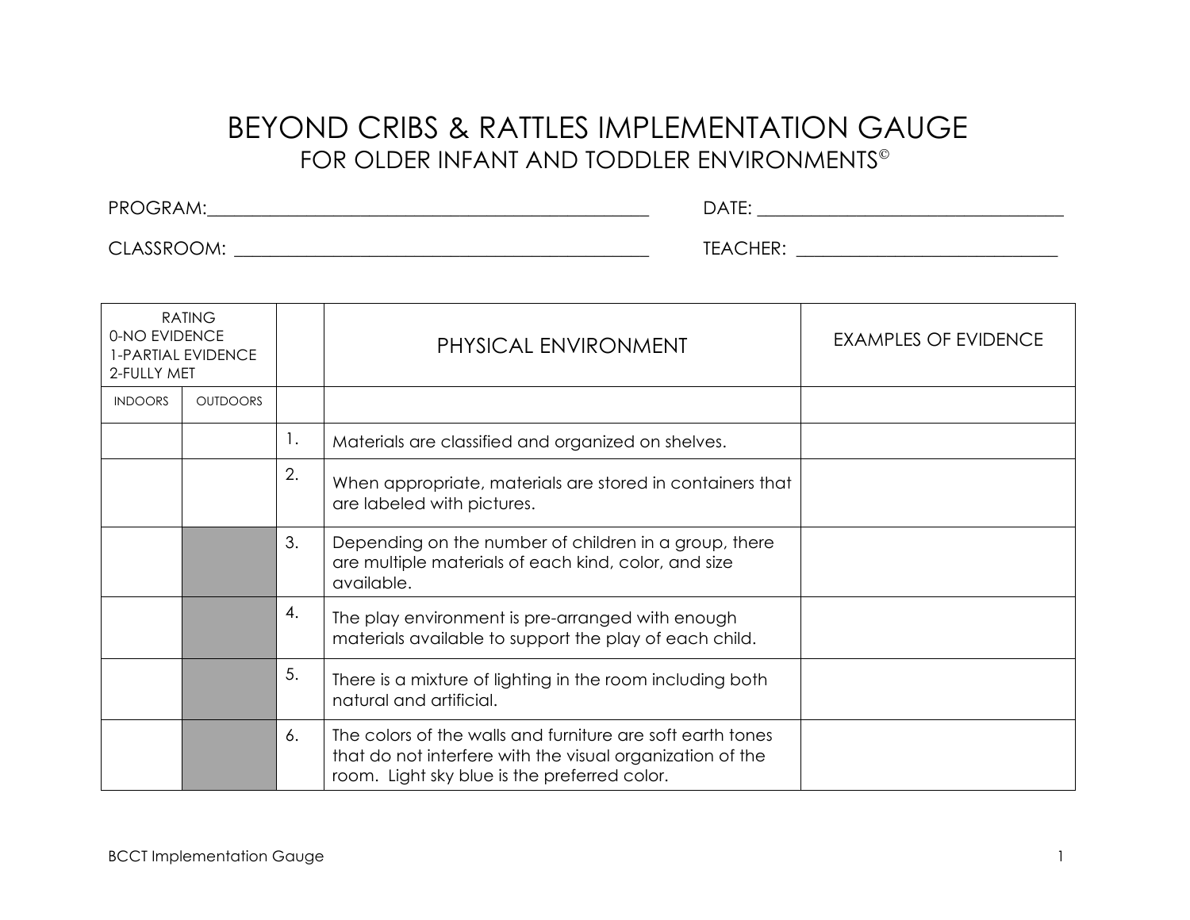# BEYOND CRIBS & RATTLES IMPLEMENTATION GAUGE

## FOR OLDER INFANT AND TODDLER ENVIRONMENTS©

PROGRAM:_______________________________________________ DATE: ________________________________

CLASSROOM: ____________________________________________ TEACHER: ____________________________

| RATING<br>0-NO EVIDENCE<br>1-PARTIAL EVIDENCE<br>2-FULLY MET | | | PHYSICAL ENVIRONMENT | EXAMPLES OF EVIDENCE |
|---|---|---|---|---|
| INDOORS | OUTDOORS | | | |
| | | 1. | Materials are classified and organized on shelves. | |
| | | 2. | When appropriate, materials are stored in containers that are labeled with pictures. | |
| | | 3. | Depending on the number of children in a group, there are multiple materials of each kind, color, and size available. | |
| | | 4. | The play environment is pre-arranged with enough materials available to support the play of each child. | |
| | | 5. | There is a mixture of lighting in the room including both natural and artificial. | |
| | | 6. | The colors of the walls and furniture are soft earth tones that do not interfere with the visual organization of the room. Light sky blue is the preferred color. | |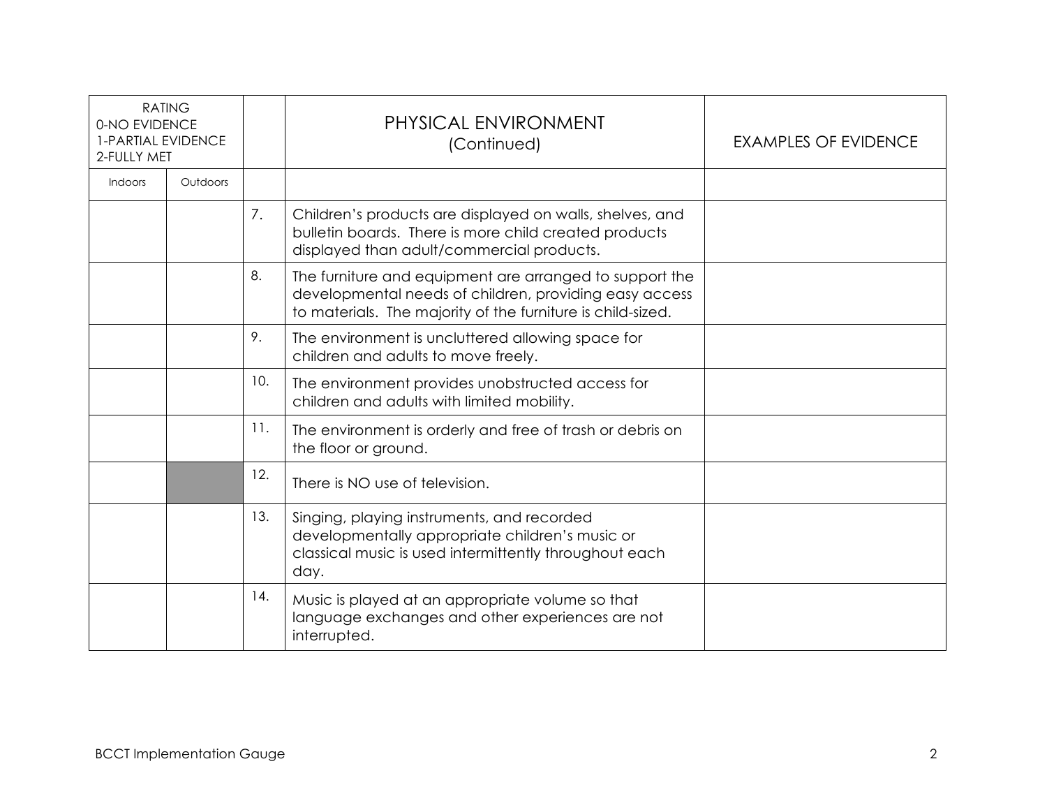| RATING<br>0-NO EVIDENCE<br>1-PARTIAL EVIDENCE<br>2-FULLY MET | | | PHYSICAL ENVIRONMENT<br>(Continued) | EXAMPLES OF EVIDENCE |
|---|---|---|---|---|
| Indoors | Outdoors | | | |
| | | 7. | Children's products are displayed on walls, shelves, and bulletin boards. There is more child created products displayed than adult/commercial products. | |
| | | 8. | The furniture and equipment are arranged to support the developmental needs of children, providing easy access to materials. The majority of the furniture is child-sized. | |
| | | 9. | The environment is uncluttered allowing space for children and adults to move freely. | |
| | | 10. | The environment provides unobstructed access for children and adults with limited mobility. | |
| | | 11. | The environment is orderly and free of trash or debris on the floor or ground. | |
| | | 12. | There is NO use of television. | |
| | | 13. | Singing, playing instruments, and recorded developmentally appropriate children's music or classical music is used intermittently throughout each day. | |
| | | 14. | Music is played at an appropriate volume so that language exchanges and other experiences are not interrupted. | |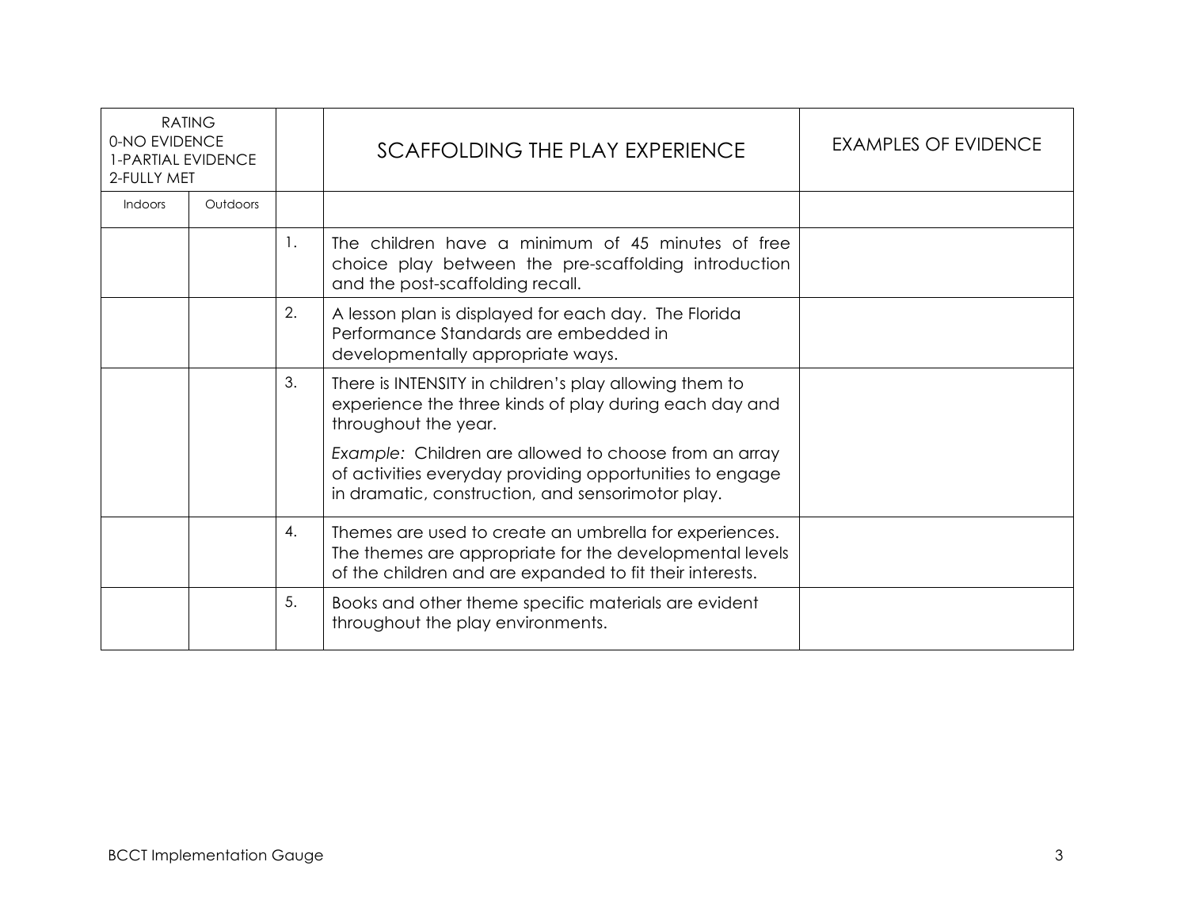| RATING<br>0-NO EVIDENCE<br>1-PARTIAL EVIDENCE<br>2-FULLY MET | | | SCAFFOLDING THE PLAY EXPERIENCE | EXAMPLES OF EVIDENCE |
|---|---|---|---|---|
| Indoors | Outdoors | | | |
| | | 1. | The children have a minimum of 45 minutes of free choice play between the pre-scaffolding introduction and the post-scaffolding recall. | |
| | | 2. | A lesson plan is displayed for each day. The Florida Performance Standards are embedded in developmentally appropriate ways. | |
| | | 3. | There is INTENSITY in children's play allowing them to experience the three kinds of play during each day and throughout the year.<br><br>*Example:* Children are allowed to choose from an array of activities everyday providing opportunities to engage in dramatic, construction, and sensorimotor play. | |
| | | 4. | Themes are used to create an umbrella for experiences. The themes are appropriate for the developmental levels of the children and are expanded to fit their interests. | |
| | | 5. | Books and other theme specific materials are evident throughout the play environments. | |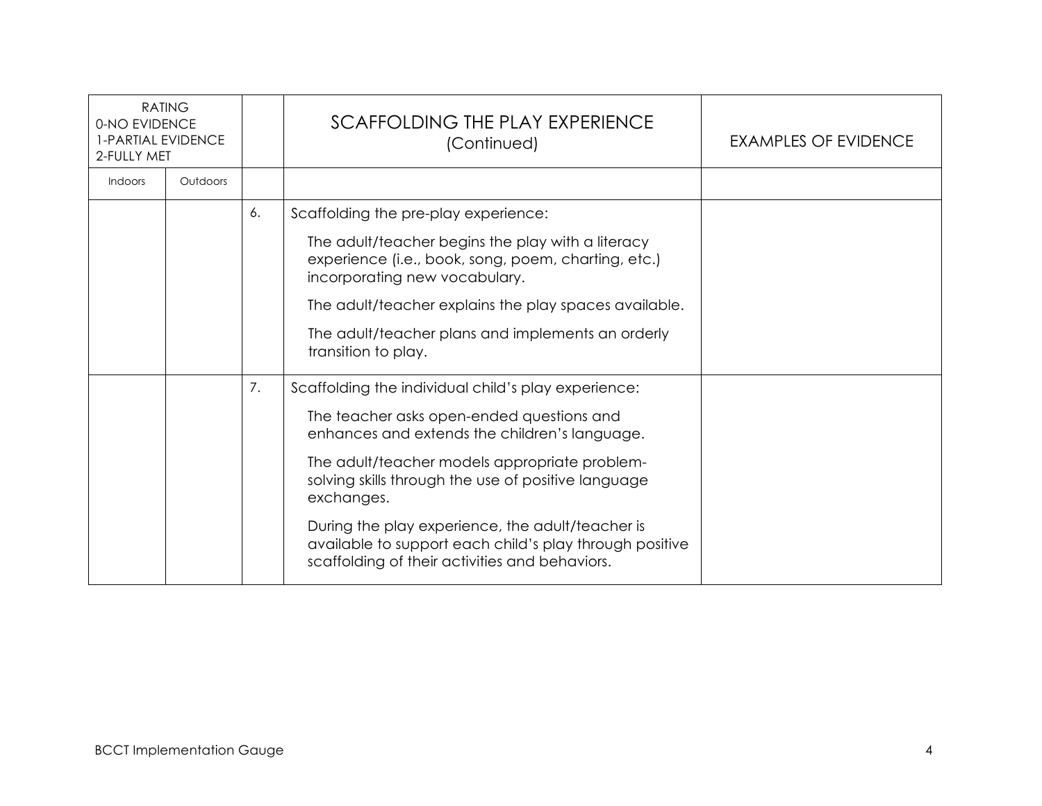| RATING<br>0-NO EVIDENCE<br>1-PARTIAL EVIDENCE<br>2-FULLY MET | | | SCAFFOLDING THE PLAY EXPERIENCE<br>(Continued) | EXAMPLES OF EVIDENCE |
|---|---|---|---|---|
| Indoors | Outdoors | | | |
| | | 6. | Scaffolding the pre-play experience:<br><br>The adult/teacher begins the play with a literacy experience (i.e., book, song, poem, charting, etc.) incorporating new vocabulary.<br><br>The adult/teacher explains the play spaces available.<br><br>The adult/teacher plans and implements an orderly transition to play. | |
| | | 7. | Scaffolding the individual child's play experience:<br><br>The teacher asks open-ended questions and enhances and extends the children's language.<br><br>The adult/teacher models appropriate problem-solving skills through the use of positive language exchanges.<br><br>During the play experience, the adult/teacher is available to support each child's play through positive scaffolding of their activities and behaviors. | |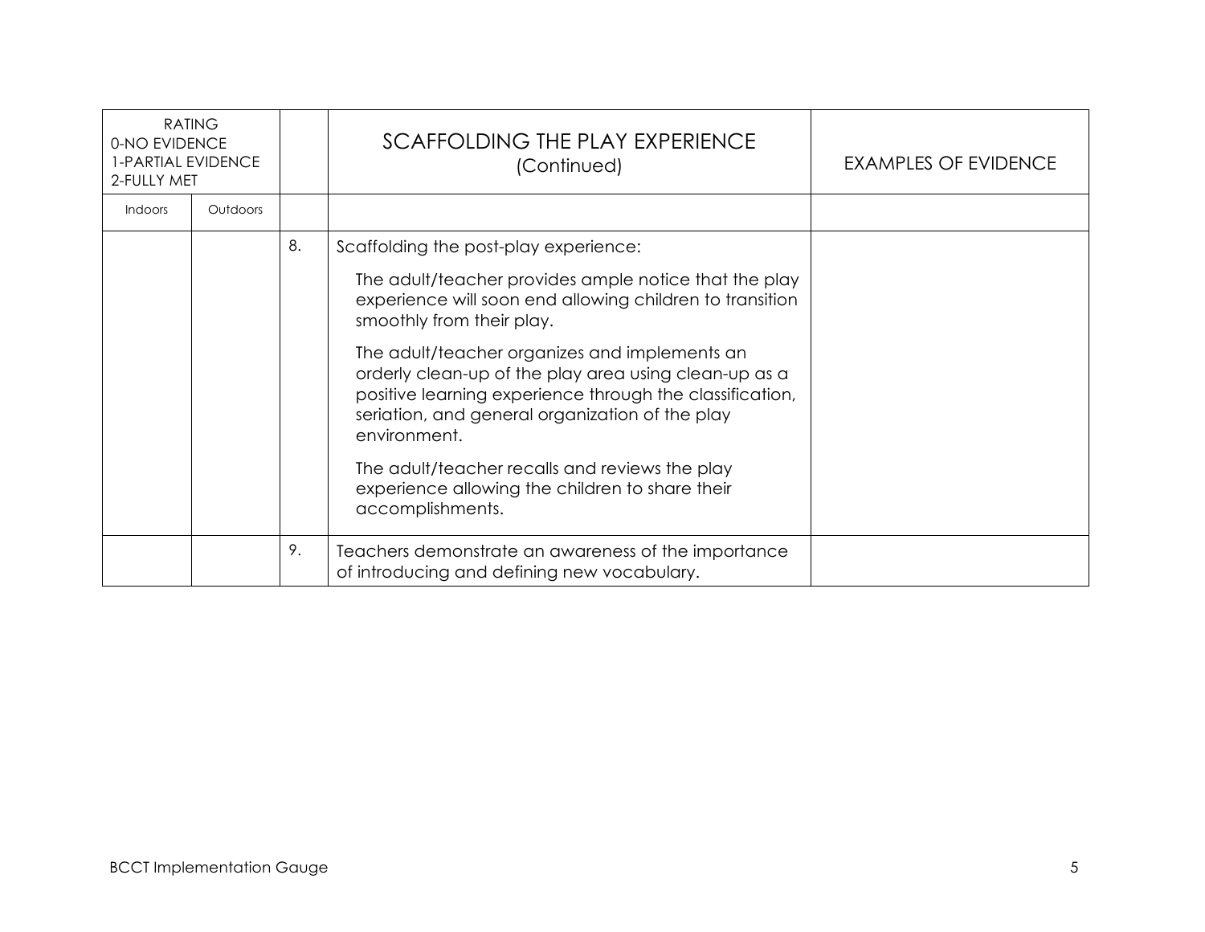| RATING<br>0-NO EVIDENCE<br>1-PARTIAL EVIDENCE<br>2-FULLY MET | | | SCAFFOLDING THE PLAY EXPERIENCE<br>(Continued) | EXAMPLES OF EVIDENCE |
|---|---|---|---|---|
| Indoors | Outdoors | | | |
| | | 8. | Scaffolding the post-play experience:<br><br>The adult/teacher provides ample notice that the play experience will soon end allowing children to transition smoothly from their play.<br><br>The adult/teacher organizes and implements an orderly clean-up of the play area using clean-up as a positive learning experience through the classification, seriation, and general organization of the play environment.<br><br>The adult/teacher recalls and reviews the play experience allowing the children to share their accomplishments. | |
| | | 9. | Teachers demonstrate an awareness of the importance of introducing and defining new vocabulary. | |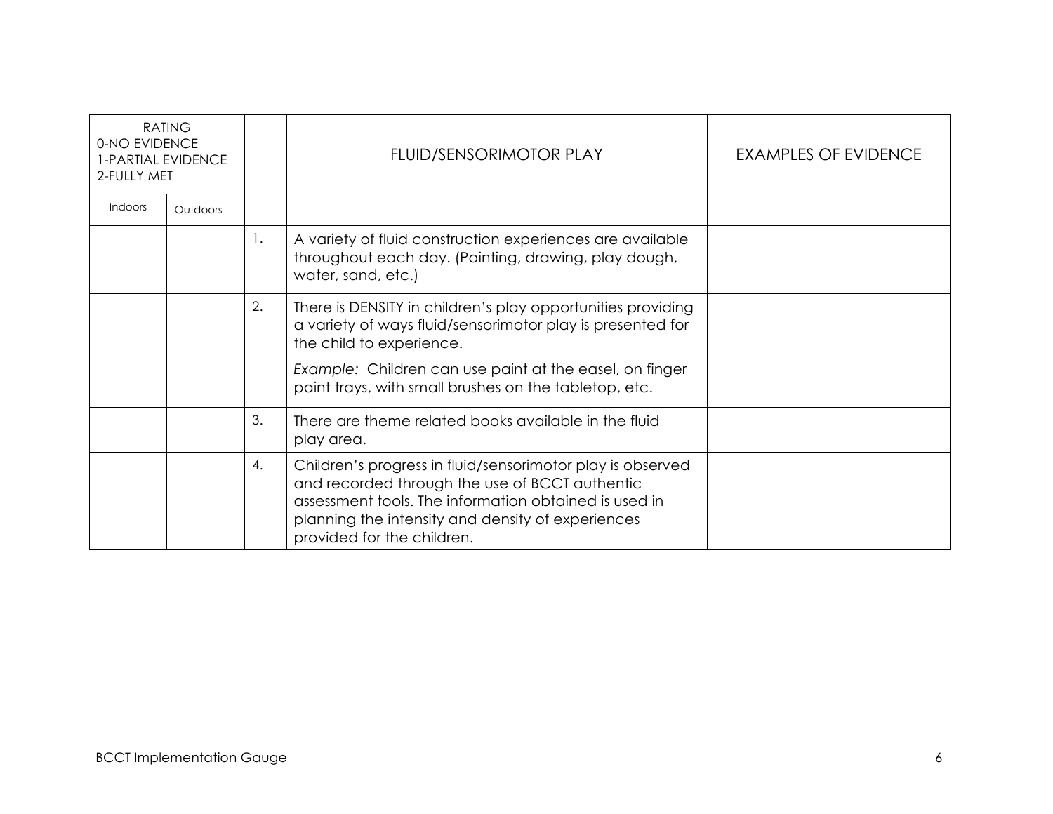| RATING<br>0-NO EVIDENCE<br>1-PARTIAL EVIDENCE<br>2-FULLY MET | | | FLUID/SENSORIMOTOR PLAY | EXAMPLES OF EVIDENCE |
|---|---|---|---|---|
| Indoors | Outdoors | | | |
| | | 1. | A variety of fluid construction experiences are available throughout each day. (Painting, drawing, play dough, water, sand, etc.) | |
| | | 2. | There is DENSITY in children's play opportunities providing a variety of ways fluid/sensorimotor play is presented for the child to experience.<br>*Example:* Children can use paint at the easel, on finger paint trays, with small brushes on the tabletop, etc. | |
| | | 3. | There are theme related books available in the fluid play area. | |
| | | 4. | Children's progress in fluid/sensorimotor play is observed and recorded through the use of BCCT authentic assessment tools. The information obtained is used in planning the intensity and density of experiences provided for the children. | |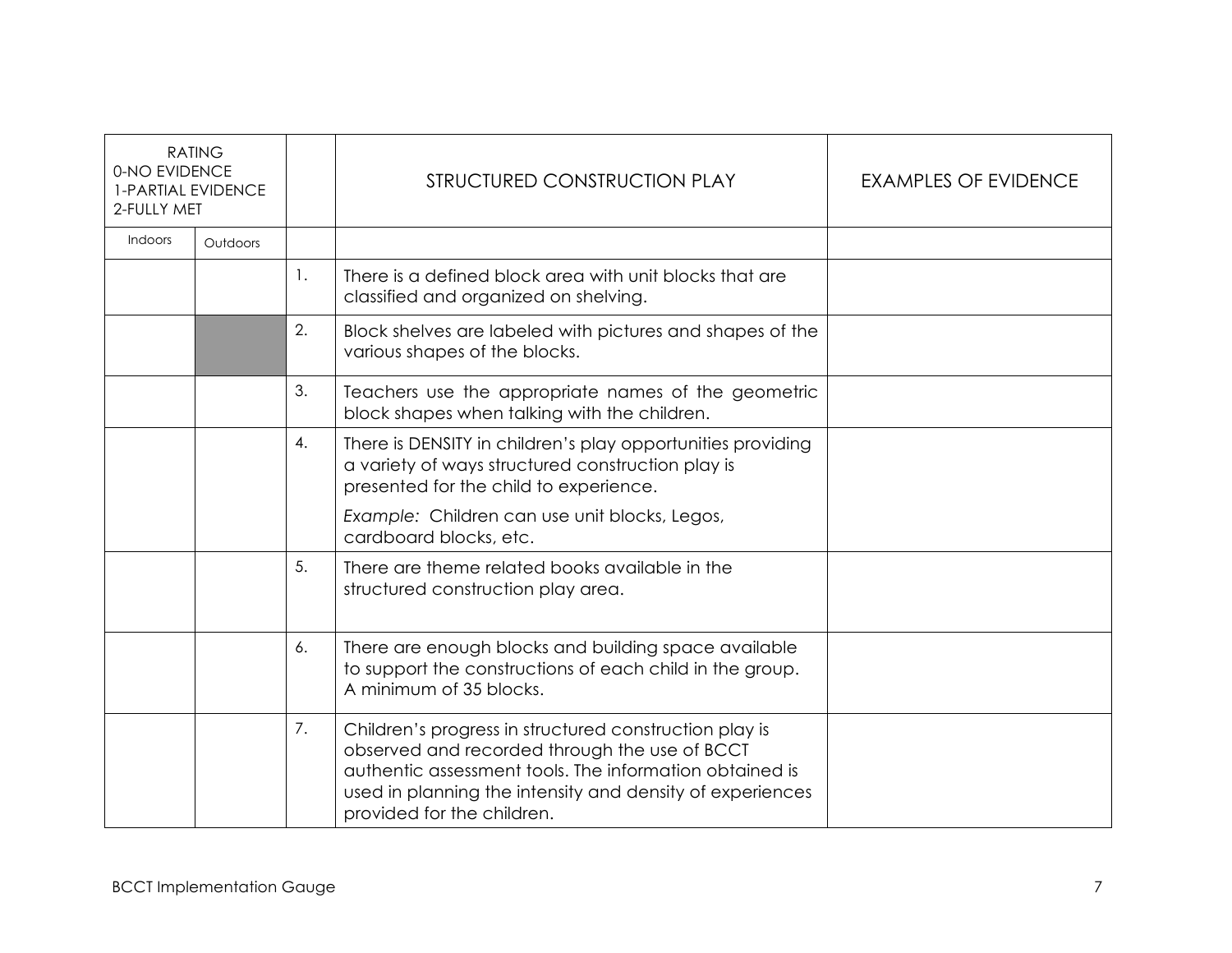| RATING<br>0-NO EVIDENCE<br>1-PARTIAL EVIDENCE<br>2-FULLY MET | | | STRUCTURED CONSTRUCTION PLAY | EXAMPLES OF EVIDENCE |
|---|---|---|---|---|
| Indoors | Outdoors | | | |
| | | 1. | There is a defined block area with unit blocks that are classified and organized on shelving. | |
| | | 2. | Block shelves are labeled with pictures and shapes of the various shapes of the blocks. | |
| | | 3. | Teachers use the appropriate names of the geometric block shapes when talking with the children. | |
| | | 4. | There is DENSITY in children's play opportunities providing a variety of ways structured construction play is presented for the child to experience.<br>*Example:* Children can use unit blocks, Legos, cardboard blocks, etc. | |
| | | 5. | There are theme related books available in the structured construction play area. | |
| | | 6. | There are enough blocks and building space available to support the constructions of each child in the group. A minimum of 35 blocks. | |
| | | 7. | Children's progress in structured construction play is observed and recorded through the use of BCCT authentic assessment tools. The information obtained is used in planning the intensity and density of experiences provided for the children. | |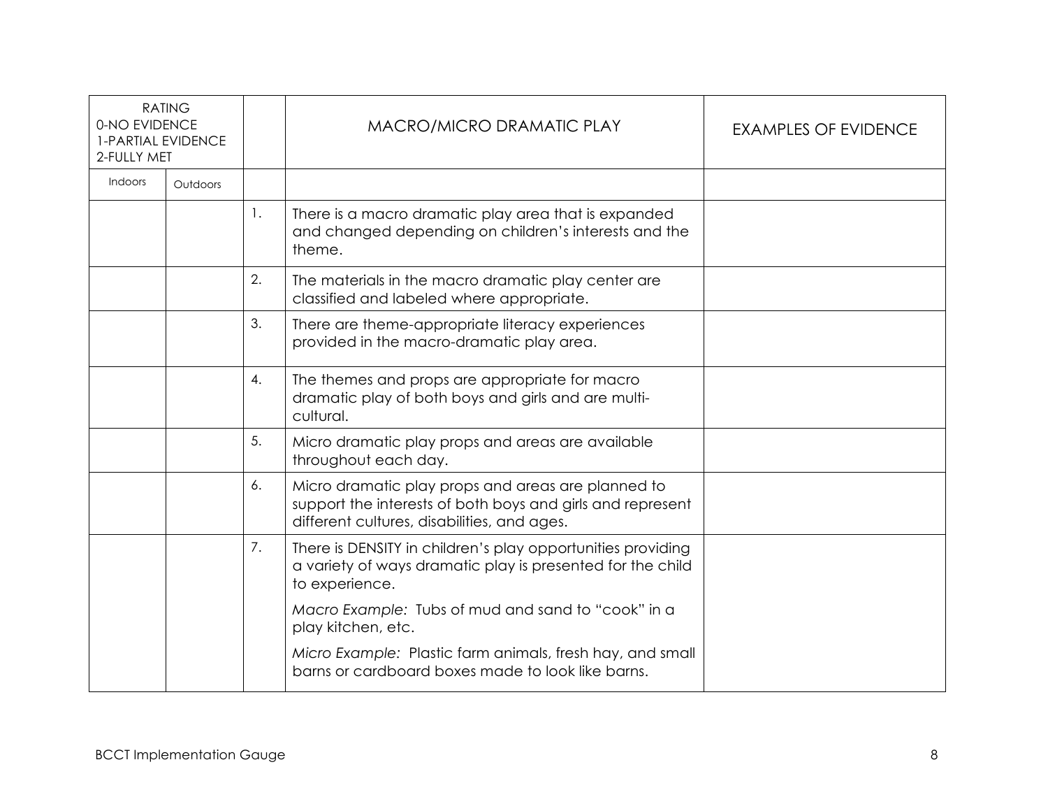| RATING<br>0-NO EVIDENCE<br>1-PARTIAL EVIDENCE<br>2-FULLY MET | | | MACRO/MICRO DRAMATIC PLAY | EXAMPLES OF EVIDENCE |
|---|---|---|---|---|
| Indoors | Outdoors | | | |
| | | 1. | There is a macro dramatic play area that is expanded and changed depending on children's interests and the theme. | |
| | | 2. | The materials in the macro dramatic play center are classified and labeled where appropriate. | |
| | | 3. | There are theme-appropriate literacy experiences provided in the macro-dramatic play area. | |
| | | 4. | The themes and props are appropriate for macro dramatic play of both boys and girls and are multi-cultural. | |
| | | 5. | Micro dramatic play props and areas are available throughout each day. | |
| | | 6. | Micro dramatic play props and areas are planned to support the interests of both boys and girls and represent different cultures, disabilities, and ages. | |
| | | 7. | There is DENSITY in children's play opportunities providing a variety of ways dramatic play is presented for the child to experience.<br>*Macro Example:* Tubs of mud and sand to "cook" in a play kitchen, etc.<br>*Micro Example:* Plastic farm animals, fresh hay, and small barns or cardboard boxes made to look like barns. | |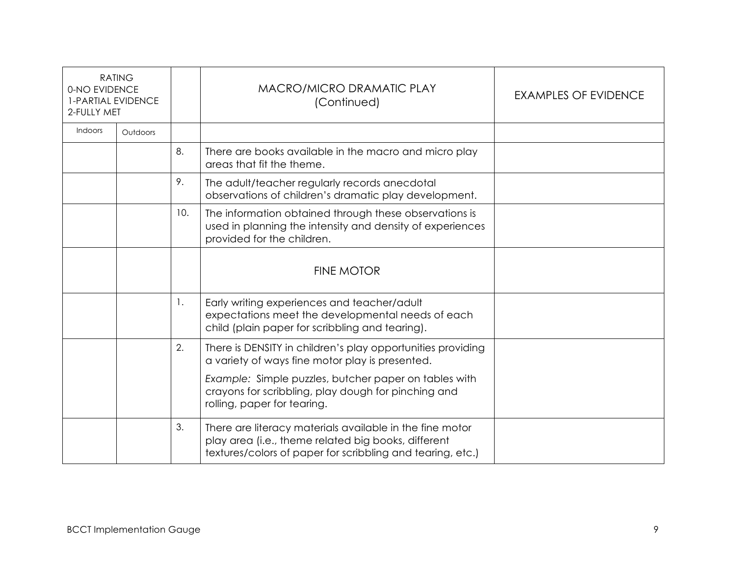| RATING<br>0-NO EVIDENCE<br>1-PARTIAL EVIDENCE<br>2-FULLY MET | | | MACRO/MICRO DRAMATIC PLAY<br>(Continued) | EXAMPLES OF EVIDENCE |
|---|---|---|---|---|
| Indoors | Outdoors | | | |
| | | 8. | There are books available in the macro and micro play areas that fit the theme. | |
| | | 9. | The adult/teacher regularly records anecdotal observations of children's dramatic play development. | |
| | | 10. | The information obtained through these observations is used in planning the intensity and density of experiences provided for the children. | |
| | | | FINE MOTOR | |
| | | 1. | Early writing experiences and teacher/adult expectations meet the developmental needs of each child (plain paper for scribbling and tearing). | |
| | | 2. | There is DENSITY in children's play opportunities providing a variety of ways fine motor play is presented.<br><br>*Example:* Simple puzzles, butcher paper on tables with crayons for scribbling, play dough for pinching and rolling, paper for tearing. | |
| | | 3. | There are literacy materials available in the fine motor play area (i.e., theme related big books, different textures/colors of paper for scribbling and tearing, etc.) | |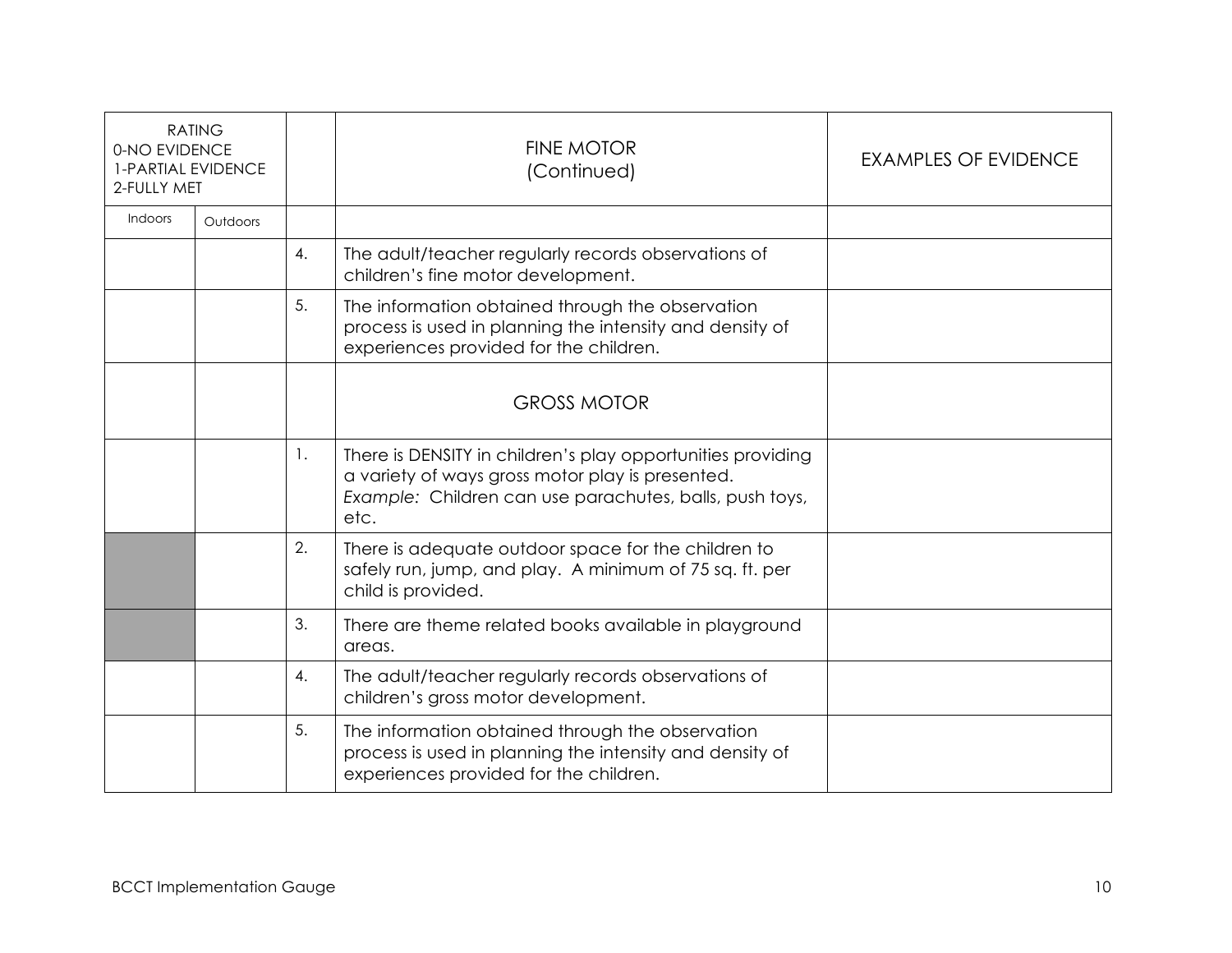| RATING<br>0-NO EVIDENCE<br>1-PARTIAL EVIDENCE<br>2-FULLY MET | | | FINE MOTOR<br>(Continued) | EXAMPLES OF EVIDENCE |
|---|---|---|---|---|
| Indoors | Outdoors | | | |
| | | 4. | The adult/teacher regularly records observations of children's fine motor development. | |
| | | 5. | The information obtained through the observation process is used in planning the intensity and density of experiences provided for the children. | |
| | | | GROSS MOTOR | |
| | | 1. | There is DENSITY in children's play opportunities providing a variety of ways gross motor play is presented. *Example:* Children can use parachutes, balls, push toys, etc. | |
| | | 2. | There is adequate outdoor space for the children to safely run, jump, and play. A minimum of 75 sq. ft. per child is provided. | |
| | | 3. | There are theme related books available in playground areas. | |
| | | 4. | The adult/teacher regularly records observations of children's gross motor development. | |
| | | 5. | The information obtained through the observation process is used in planning the intensity and density of experiences provided for the children. | |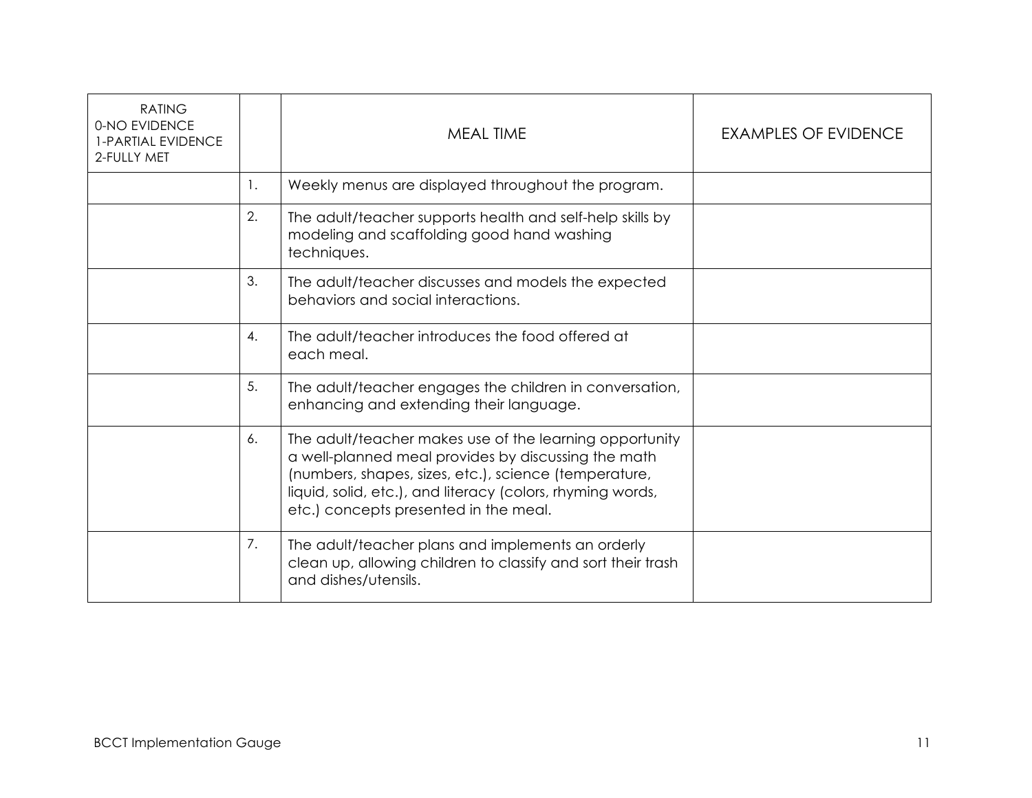| RATING<br>0-NO EVIDENCE<br>1-PARTIAL EVIDENCE<br>2-FULLY MET | | MEAL TIME | EXAMPLES OF EVIDENCE |
|---|---|---|---|
| | 1. | Weekly menus are displayed throughout the program. | |
| | 2. | The adult/teacher supports health and self-help skills by modeling and scaffolding good hand washing techniques. | |
| | 3. | The adult/teacher discusses and models the expected behaviors and social interactions. | |
| | 4. | The adult/teacher introduces the food offered at each meal. | |
| | 5. | The adult/teacher engages the children in conversation, enhancing and extending their language. | |
| | 6. | The adult/teacher makes use of the learning opportunity a well-planned meal provides by discussing the math (numbers, shapes, sizes, etc.), science (temperature, liquid, solid, etc.), and literacy (colors, rhyming words, etc.) concepts presented in the meal. | |
| | 7. | The adult/teacher plans and implements an orderly clean up, allowing children to classify and sort their trash and dishes/utensils. | |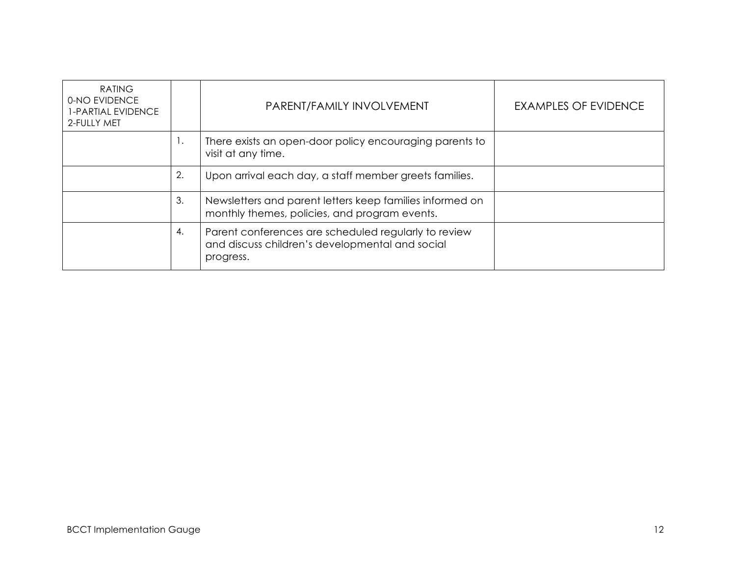| RATING<br>0-NO EVIDENCE<br>1-PARTIAL EVIDENCE<br>2-FULLY MET | | PARENT/FAMILY INVOLVEMENT | EXAMPLES OF EVIDENCE |
|---|---|---|---|
| | 1. | There exists an open-door policy encouraging parents to visit at any time. | |
| | 2. | Upon arrival each day, a staff member greets families. | |
| | 3. | Newsletters and parent letters keep families informed on monthly themes, policies, and program events. | |
| | 4. | Parent conferences are scheduled regularly to review and discuss children's developmental and social progress. | |